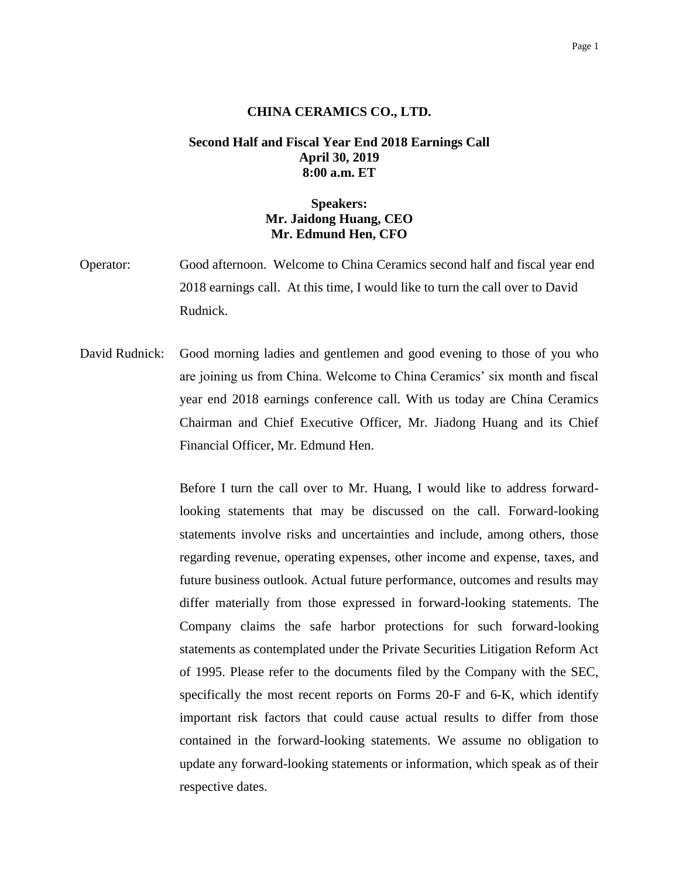# CHINA CERAMICS CO., LTD.

**Second Half and Fiscal Year End 2018 Earnings Call**
**April 30, 2019**
**8:00 a.m. ET**

**Speakers:**
**Mr. Jaidong Huang, CEO**
**Mr. Edmund Hen, CFO**

Operator: Good afternoon. Welcome to China Ceramics second half and fiscal year end 2018 earnings call. At this time, I would like to turn the call over to David Rudnick.

David Rudnick: Good morning ladies and gentlemen and good evening to those of you who are joining us from China. Welcome to China Ceramics' six month and fiscal year end 2018 earnings conference call. With us today are China Ceramics Chairman and Chief Executive Officer, Mr. Jiadong Huang and its Chief Financial Officer, Mr. Edmund Hen.

Before I turn the call over to Mr. Huang, I would like to address forward-looking statements that may be discussed on the call. Forward-looking statements involve risks and uncertainties and include, among others, those regarding revenue, operating expenses, other income and expense, taxes, and future business outlook. Actual future performance, outcomes and results may differ materially from those expressed in forward-looking statements. The Company claims the safe harbor protections for such forward-looking statements as contemplated under the Private Securities Litigation Reform Act of 1995. Please refer to the documents filed by the Company with the SEC, specifically the most recent reports on Forms 20-F and 6-K, which identify important risk factors that could cause actual results to differ from those contained in the forward-looking statements. We assume no obligation to update any forward-looking statements or information, which speak as of their respective dates.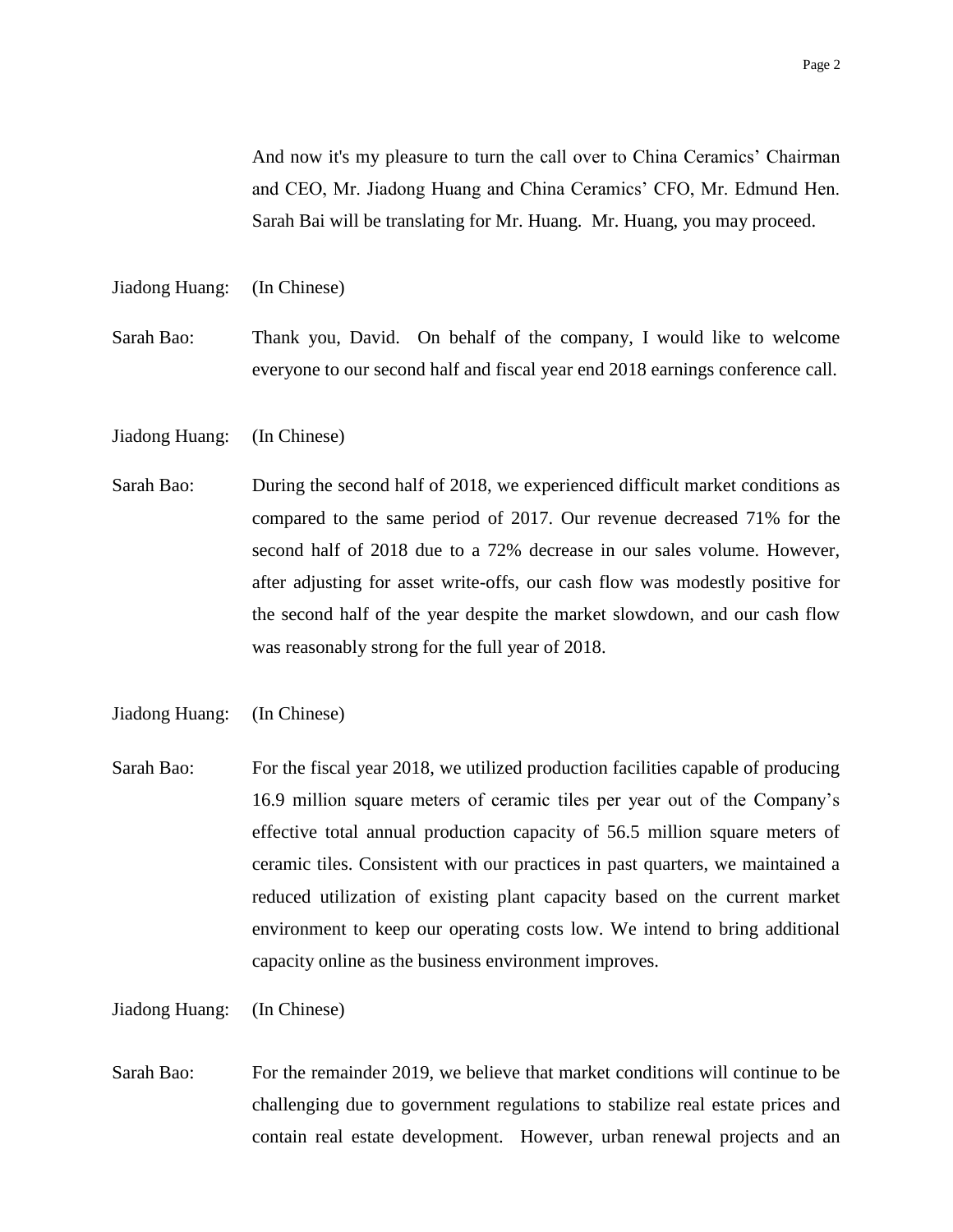And now it's my pleasure to turn the call over to China Ceramics' Chairman and CEO, Mr. Jiadong Huang and China Ceramics' CFO, Mr. Edmund Hen. Sarah Bai will be translating for Mr. Huang. Mr. Huang, you may proceed.

Jiadong Huang: (In Chinese)

Sarah Bao: Thank you, David. On behalf of the company, I would like to welcome everyone to our second half and fiscal year end 2018 earnings conference call.

Jiadong Huang: (In Chinese)

Sarah Bao: During the second half of 2018, we experienced difficult market conditions as compared to the same period of 2017. Our revenue decreased 71% for the second half of 2018 due to a 72% decrease in our sales volume. However, after adjusting for asset write-offs, our cash flow was modestly positive for the second half of the year despite the market slowdown, and our cash flow was reasonably strong for the full year of 2018.

Jiadong Huang: (In Chinese)

Sarah Bao: For the fiscal year 2018, we utilized production facilities capable of producing 16.9 million square meters of ceramic tiles per year out of the Company's effective total annual production capacity of 56.5 million square meters of ceramic tiles. Consistent with our practices in past quarters, we maintained a reduced utilization of existing plant capacity based on the current market environment to keep our operating costs low. We intend to bring additional capacity online as the business environment improves.

Jiadong Huang: (In Chinese)

Sarah Bao: For the remainder 2019, we believe that market conditions will continue to be challenging due to government regulations to stabilize real estate prices and contain real estate development. However, urban renewal projects and an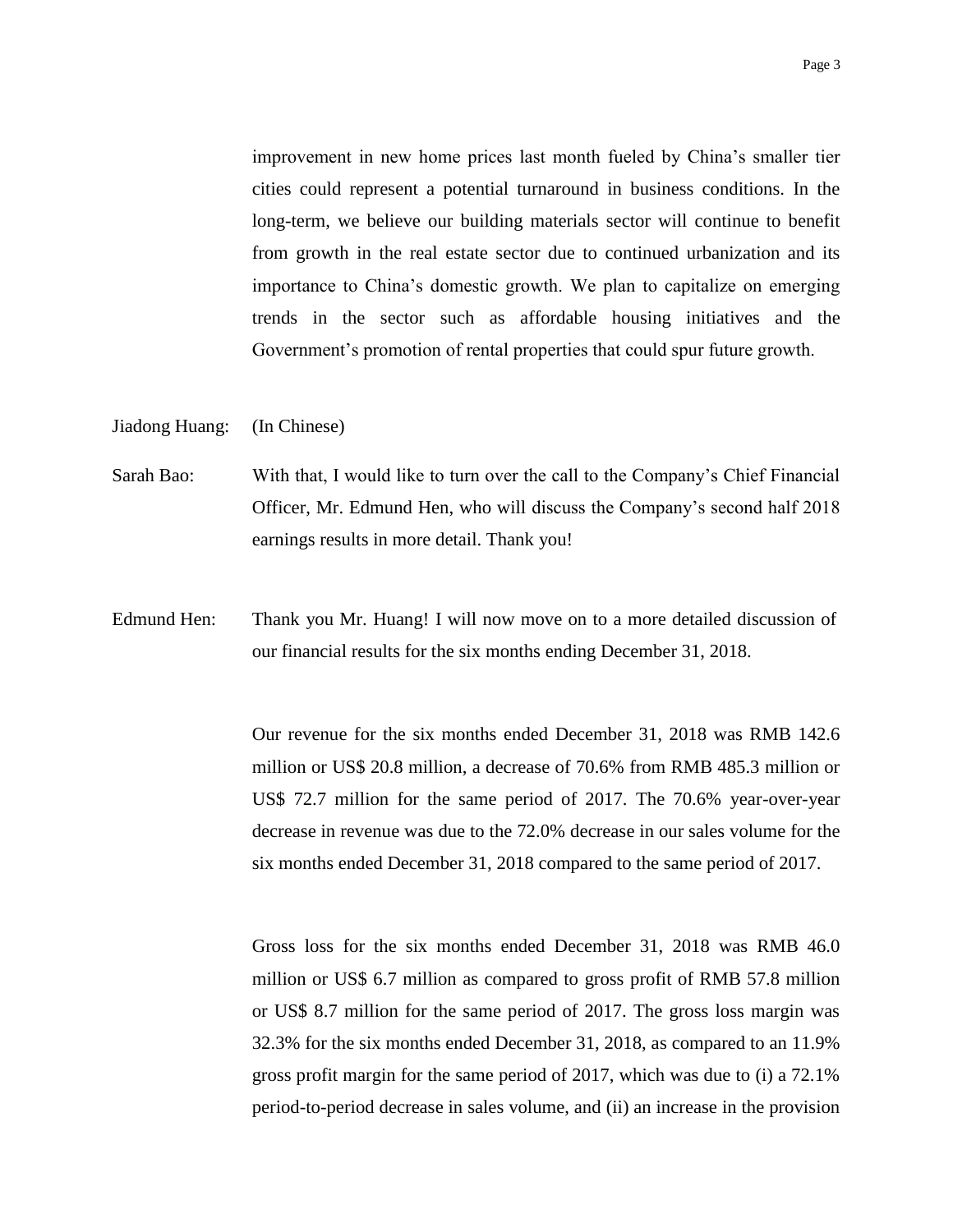improvement in new home prices last month fueled by China's smaller tier cities could represent a potential turnaround in business conditions. In the long-term, we believe our building materials sector will continue to benefit from growth in the real estate sector due to continued urbanization and its importance to China's domestic growth. We plan to capitalize on emerging trends in the sector such as affordable housing initiatives and the Government's promotion of rental properties that could spur future growth.

Jiadong Huang: (In Chinese)

Sarah Bao: With that, I would like to turn over the call to the Company's Chief Financial Officer, Mr. Edmund Hen, who will discuss the Company's second half 2018 earnings results in more detail. Thank you!

Edmund Hen: Thank you Mr. Huang! I will now move on to a more detailed discussion of our financial results for the six months ending December 31, 2018.

Our revenue for the six months ended December 31, 2018 was RMB 142.6 million or US$ 20.8 million, a decrease of 70.6% from RMB 485.3 million or US$ 72.7 million for the same period of 2017. The 70.6% year-over-year decrease in revenue was due to the 72.0% decrease in our sales volume for the six months ended December 31, 2018 compared to the same period of 2017.

Gross loss for the six months ended December 31, 2018 was RMB 46.0 million or US$ 6.7 million as compared to gross profit of RMB 57.8 million or US$ 8.7 million for the same period of 2017. The gross loss margin was 32.3% for the six months ended December 31, 2018, as compared to an 11.9% gross profit margin for the same period of 2017, which was due to (i) a 72.1% period-to-period decrease in sales volume, and (ii) an increase in the provision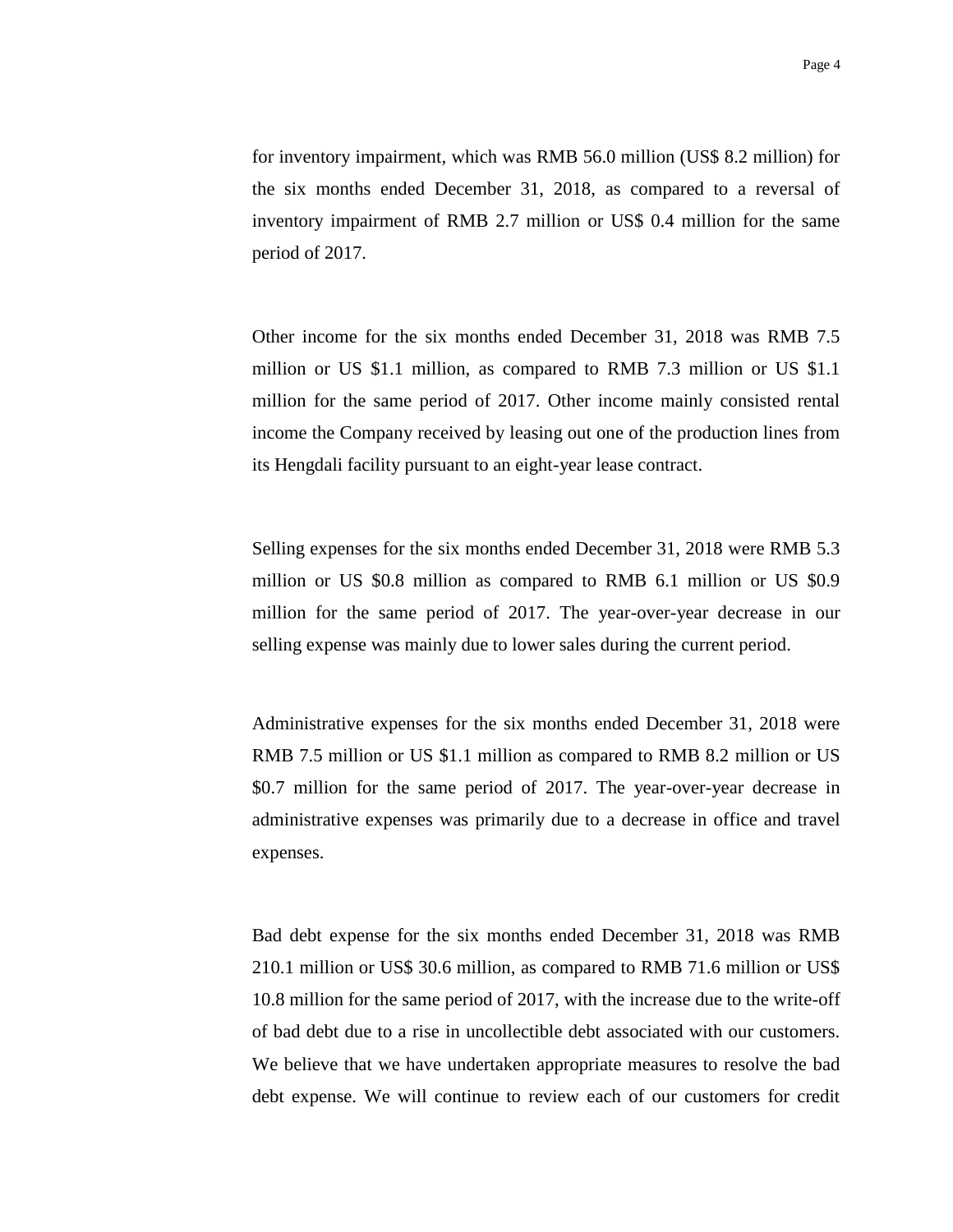for inventory impairment, which was RMB 56.0 million (US$ 8.2 million) for the six months ended December 31, 2018, as compared to a reversal of inventory impairment of RMB 2.7 million or US$ 0.4 million for the same period of 2017.

Other income for the six months ended December 31, 2018 was RMB 7.5 million or US $1.1 million, as compared to RMB 7.3 million or US $1.1 million for the same period of 2017. Other income mainly consisted rental income the Company received by leasing out one of the production lines from its Hengdali facility pursuant to an eight-year lease contract.

Selling expenses for the six months ended December 31, 2018 were RMB 5.3 million or US $0.8 million as compared to RMB 6.1 million or US $0.9 million for the same period of 2017. The year-over-year decrease in our selling expense was mainly due to lower sales during the current period.

Administrative expenses for the six months ended December 31, 2018 were RMB 7.5 million or US $1.1 million as compared to RMB 8.2 million or US $0.7 million for the same period of 2017. The year-over-year decrease in administrative expenses was primarily due to a decrease in office and travel expenses.

Bad debt expense for the six months ended December 31, 2018 was RMB 210.1 million or US$ 30.6 million, as compared to RMB 71.6 million or US$ 10.8 million for the same period of 2017, with the increase due to the write-off of bad debt due to a rise in uncollectible debt associated with our customers. We believe that we have undertaken appropriate measures to resolve the bad debt expense. We will continue to review each of our customers for credit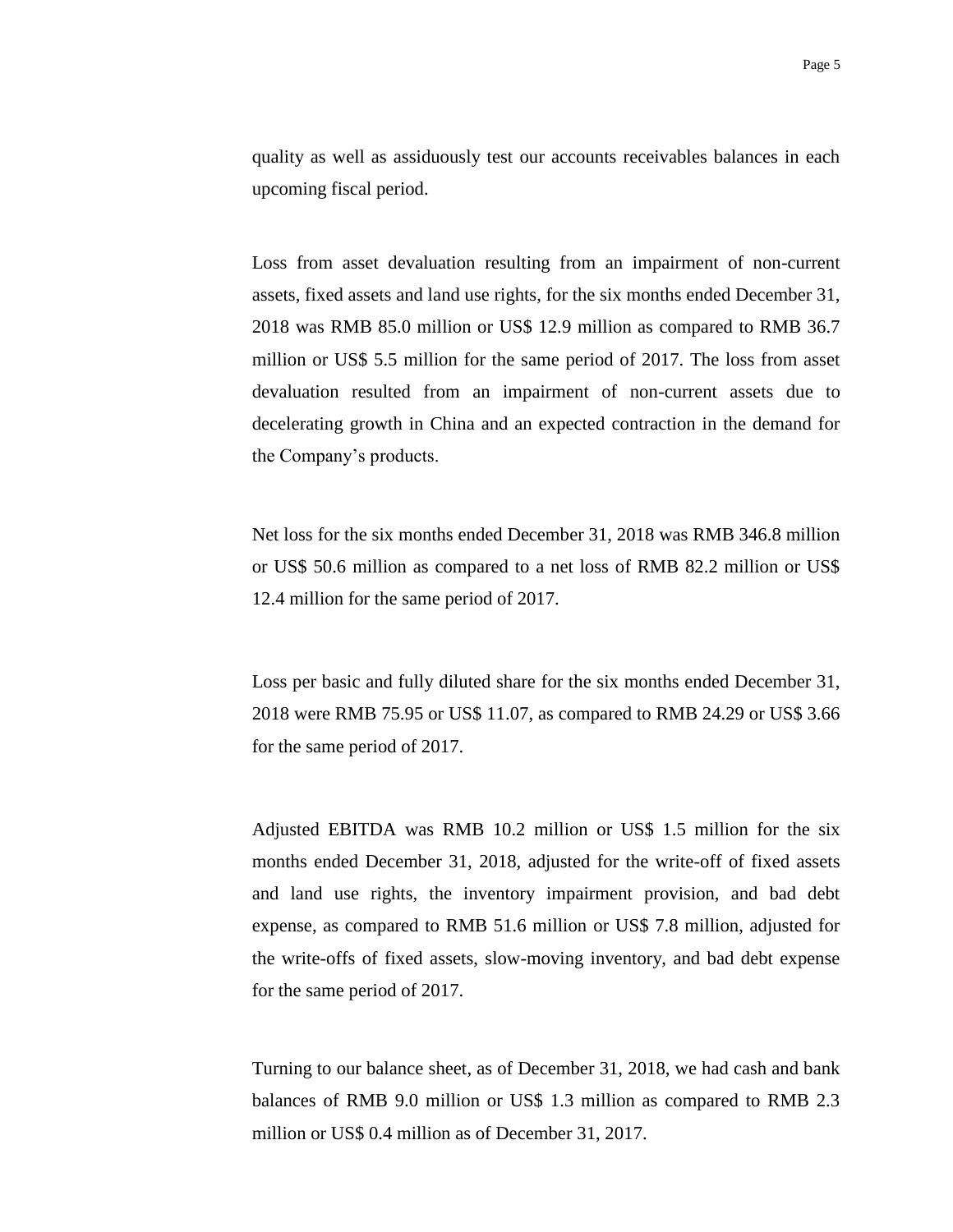quality as well as assiduously test our accounts receivables balances in each upcoming fiscal period.

Loss from asset devaluation resulting from an impairment of non-current assets, fixed assets and land use rights, for the six months ended December 31, 2018 was RMB 85.0 million or US$ 12.9 million as compared to RMB 36.7 million or US$ 5.5 million for the same period of 2017. The loss from asset devaluation resulted from an impairment of non-current assets due to decelerating growth in China and an expected contraction in the demand for the Company's products.

Net loss for the six months ended December 31, 2018 was RMB 346.8 million or US$ 50.6 million as compared to a net loss of RMB 82.2 million or US$ 12.4 million for the same period of 2017.

Loss per basic and fully diluted share for the six months ended December 31, 2018 were RMB 75.95 or US$ 11.07, as compared to RMB 24.29 or US$ 3.66 for the same period of 2017.

Adjusted EBITDA was RMB 10.2 million or US$ 1.5 million for the six months ended December 31, 2018, adjusted for the write-off of fixed assets and land use rights, the inventory impairment provision, and bad debt expense, as compared to RMB 51.6 million or US$ 7.8 million, adjusted for the write-offs of fixed assets, slow-moving inventory, and bad debt expense for the same period of 2017.

Turning to our balance sheet, as of December 31, 2018, we had cash and bank balances of RMB 9.0 million or US$ 1.3 million as compared to RMB 2.3 million or US$ 0.4 million as of December 31, 2017.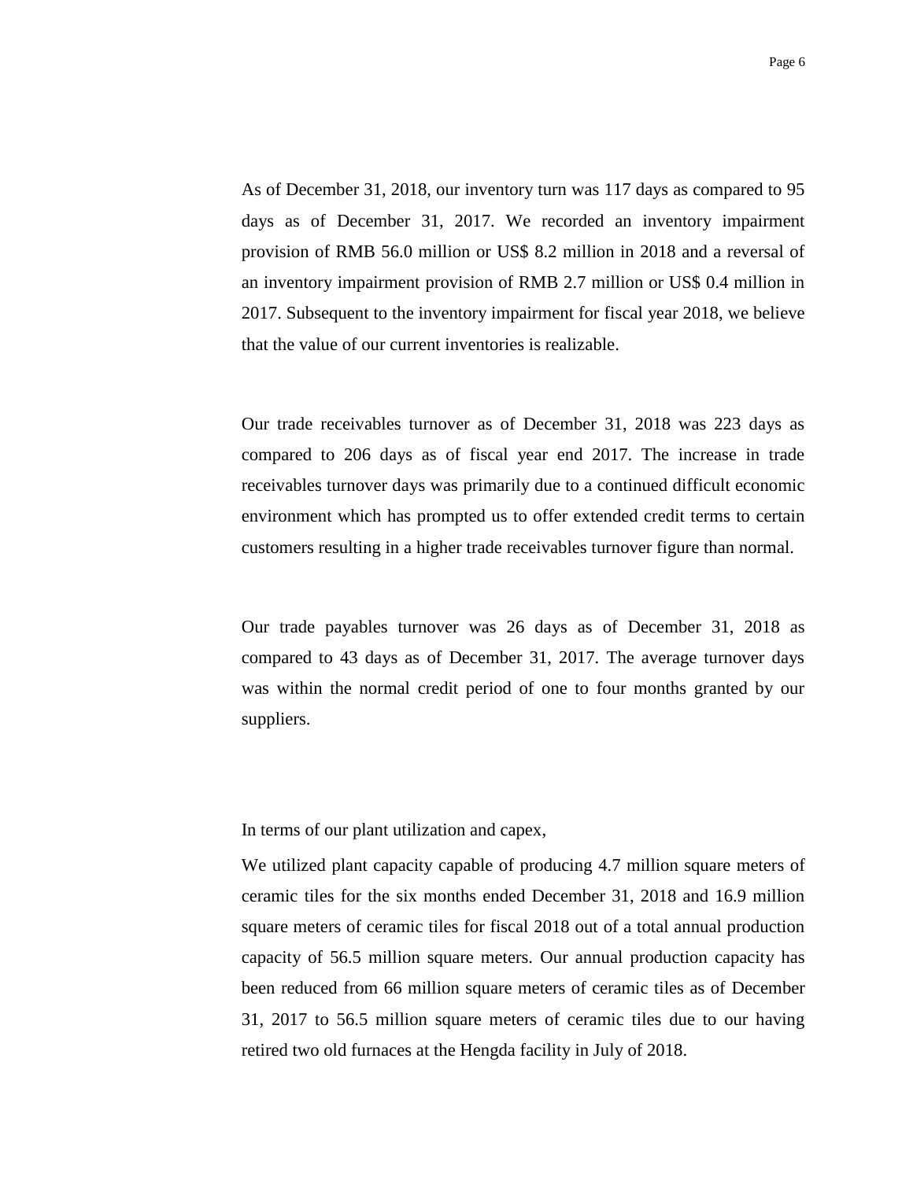As of December 31, 2018, our inventory turn was 117 days as compared to 95 days as of December 31, 2017. We recorded an inventory impairment provision of RMB 56.0 million or US$ 8.2 million in 2018 and a reversal of an inventory impairment provision of RMB 2.7 million or US$ 0.4 million in 2017. Subsequent to the inventory impairment for fiscal year 2018, we believe that the value of our current inventories is realizable.

Our trade receivables turnover as of December 31, 2018 was 223 days as compared to 206 days as of fiscal year end 2017. The increase in trade receivables turnover days was primarily due to a continued difficult economic environment which has prompted us to offer extended credit terms to certain customers resulting in a higher trade receivables turnover figure than normal.

Our trade payables turnover was 26 days as of December 31, 2018 as compared to 43 days as of December 31, 2017. The average turnover days was within the normal credit period of one to four months granted by our suppliers.

In terms of our plant utilization and capex,

We utilized plant capacity capable of producing 4.7 million square meters of ceramic tiles for the six months ended December 31, 2018 and 16.9 million square meters of ceramic tiles for fiscal 2018 out of a total annual production capacity of 56.5 million square meters. Our annual production capacity has been reduced from 66 million square meters of ceramic tiles as of December 31, 2017 to 56.5 million square meters of ceramic tiles due to our having retired two old furnaces at the Hengda facility in July of 2018.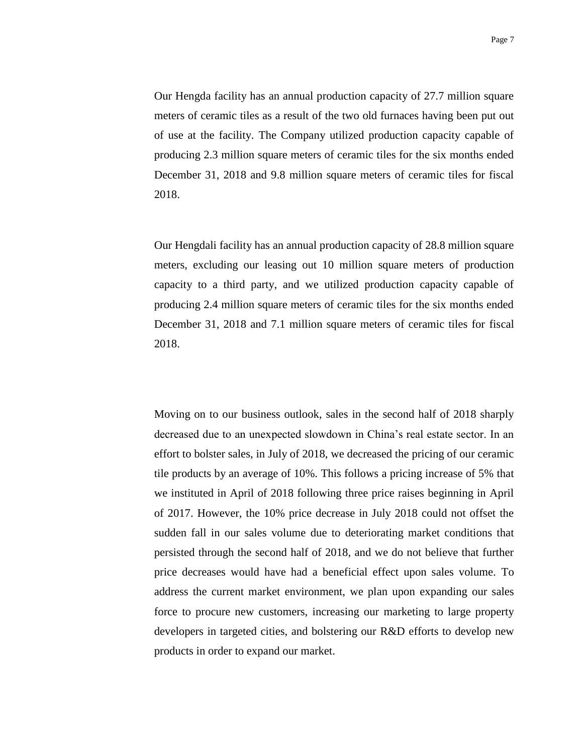Our Hengda facility has an annual production capacity of 27.7 million square meters of ceramic tiles as a result of the two old furnaces having been put out of use at the facility. The Company utilized production capacity capable of producing 2.3 million square meters of ceramic tiles for the six months ended December 31, 2018 and 9.8 million square meters of ceramic tiles for fiscal 2018.

Our Hengdali facility has an annual production capacity of 28.8 million square meters, excluding our leasing out 10 million square meters of production capacity to a third party, and we utilized production capacity capable of producing 2.4 million square meters of ceramic tiles for the six months ended December 31, 2018 and 7.1 million square meters of ceramic tiles for fiscal 2018.

Moving on to our business outlook, sales in the second half of 2018 sharply decreased due to an unexpected slowdown in China's real estate sector. In an effort to bolster sales, in July of 2018, we decreased the pricing of our ceramic tile products by an average of 10%. This follows a pricing increase of 5% that we instituted in April of 2018 following three price raises beginning in April of 2017. However, the 10% price decrease in July 2018 could not offset the sudden fall in our sales volume due to deteriorating market conditions that persisted through the second half of 2018, and we do not believe that further price decreases would have had a beneficial effect upon sales volume. To address the current market environment, we plan upon expanding our sales force to procure new customers, increasing our marketing to large property developers in targeted cities, and bolstering our R&D efforts to develop new products in order to expand our market.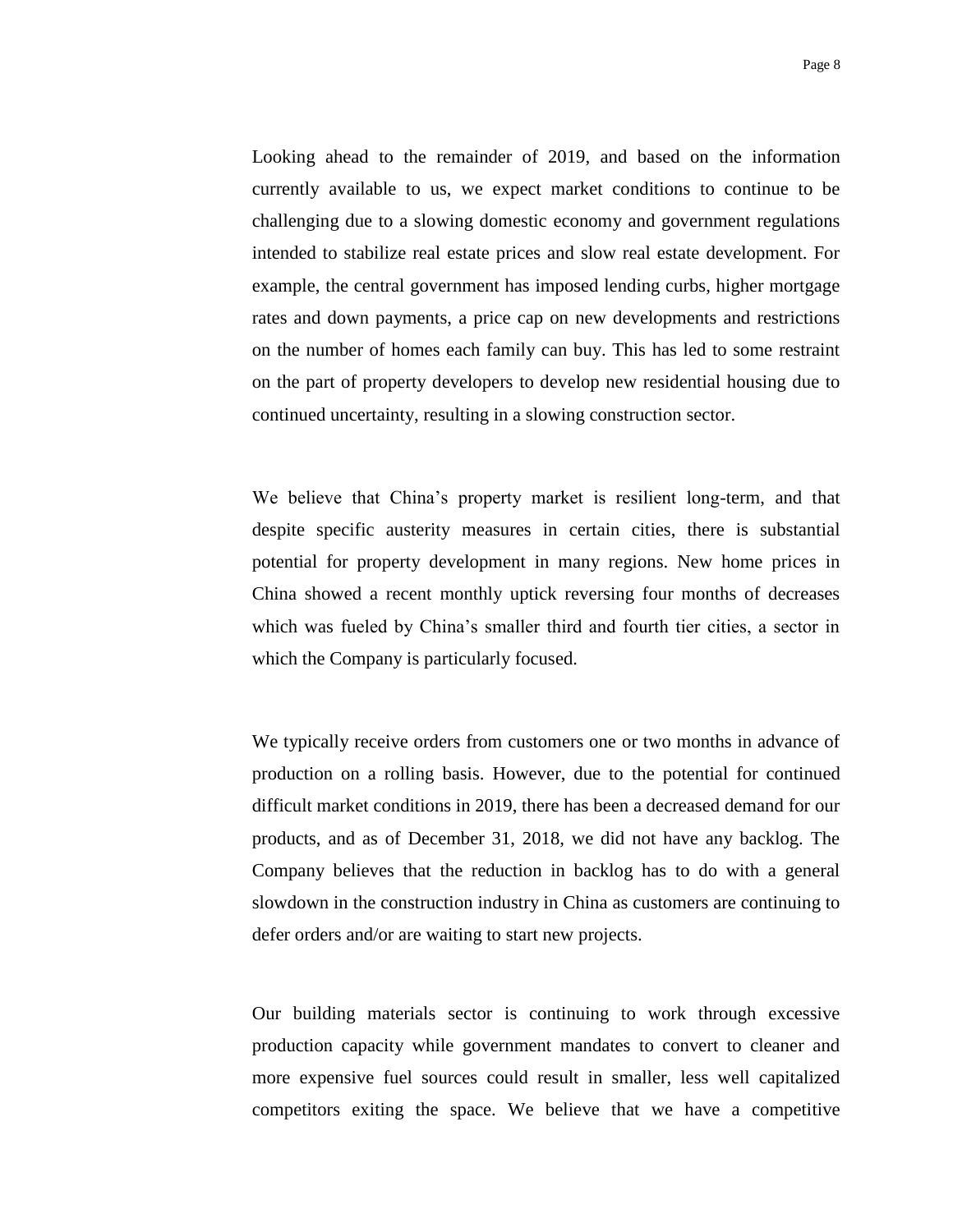Looking ahead to the remainder of 2019, and based on the information currently available to us, we expect market conditions to continue to be challenging due to a slowing domestic economy and government regulations intended to stabilize real estate prices and slow real estate development. For example, the central government has imposed lending curbs, higher mortgage rates and down payments, a price cap on new developments and restrictions on the number of homes each family can buy. This has led to some restraint on the part of property developers to develop new residential housing due to continued uncertainty, resulting in a slowing construction sector.

We believe that China's property market is resilient long-term, and that despite specific austerity measures in certain cities, there is substantial potential for property development in many regions. New home prices in China showed a recent monthly uptick reversing four months of decreases which was fueled by China's smaller third and fourth tier cities, a sector in which the Company is particularly focused.

We typically receive orders from customers one or two months in advance of production on a rolling basis. However, due to the potential for continued difficult market conditions in 2019, there has been a decreased demand for our products, and as of December 31, 2018, we did not have any backlog. The Company believes that the reduction in backlog has to do with a general slowdown in the construction industry in China as customers are continuing to defer orders and/or are waiting to start new projects.

Our building materials sector is continuing to work through excessive production capacity while government mandates to convert to cleaner and more expensive fuel sources could result in smaller, less well capitalized competitors exiting the space. We believe that we have a competitive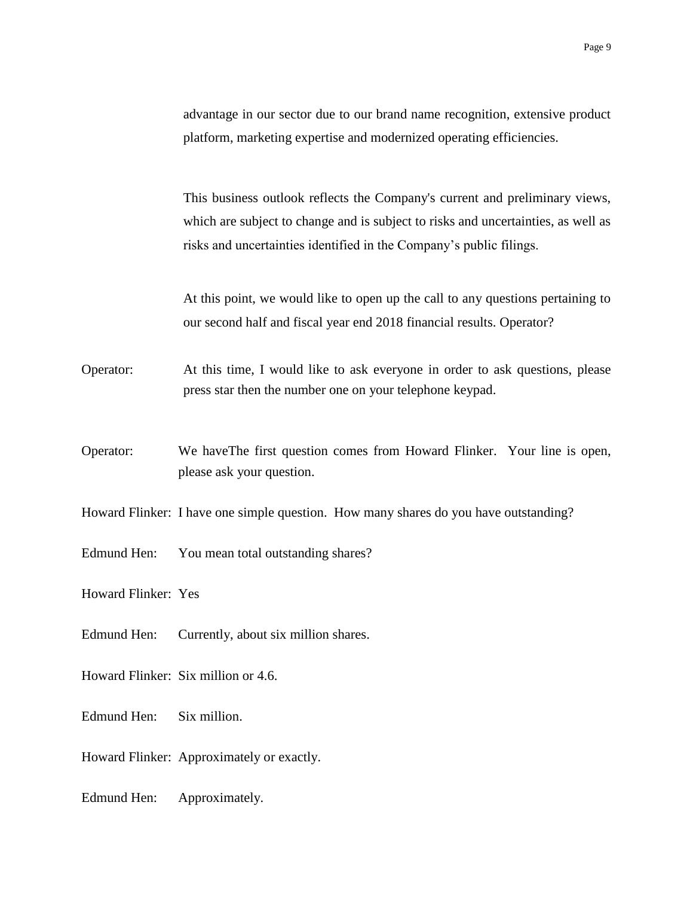advantage in our sector due to our brand name recognition, extensive product platform, marketing expertise and modernized operating efficiencies.

This business outlook reflects the Company's current and preliminary views, which are subject to change and is subject to risks and uncertainties, as well as risks and uncertainties identified in the Company's public filings.

At this point, we would like to open up the call to any questions pertaining to our second half and fiscal year end 2018 financial results. Operator?

Operator: At this time, I would like to ask everyone in order to ask questions, please press star then the number one on your telephone keypad.

Operator: We haveThe first question comes from Howard Flinker. Your line is open, please ask your question.

Howard Flinker: I have one simple question. How many shares do you have outstanding?

Edmund Hen: You mean total outstanding shares?

Howard Flinker: Yes

Edmund Hen: Currently, about six million shares.

Howard Flinker: Six million or 4.6.

Edmund Hen: Six million.

Howard Flinker: Approximately or exactly.

Edmund Hen: Approximately.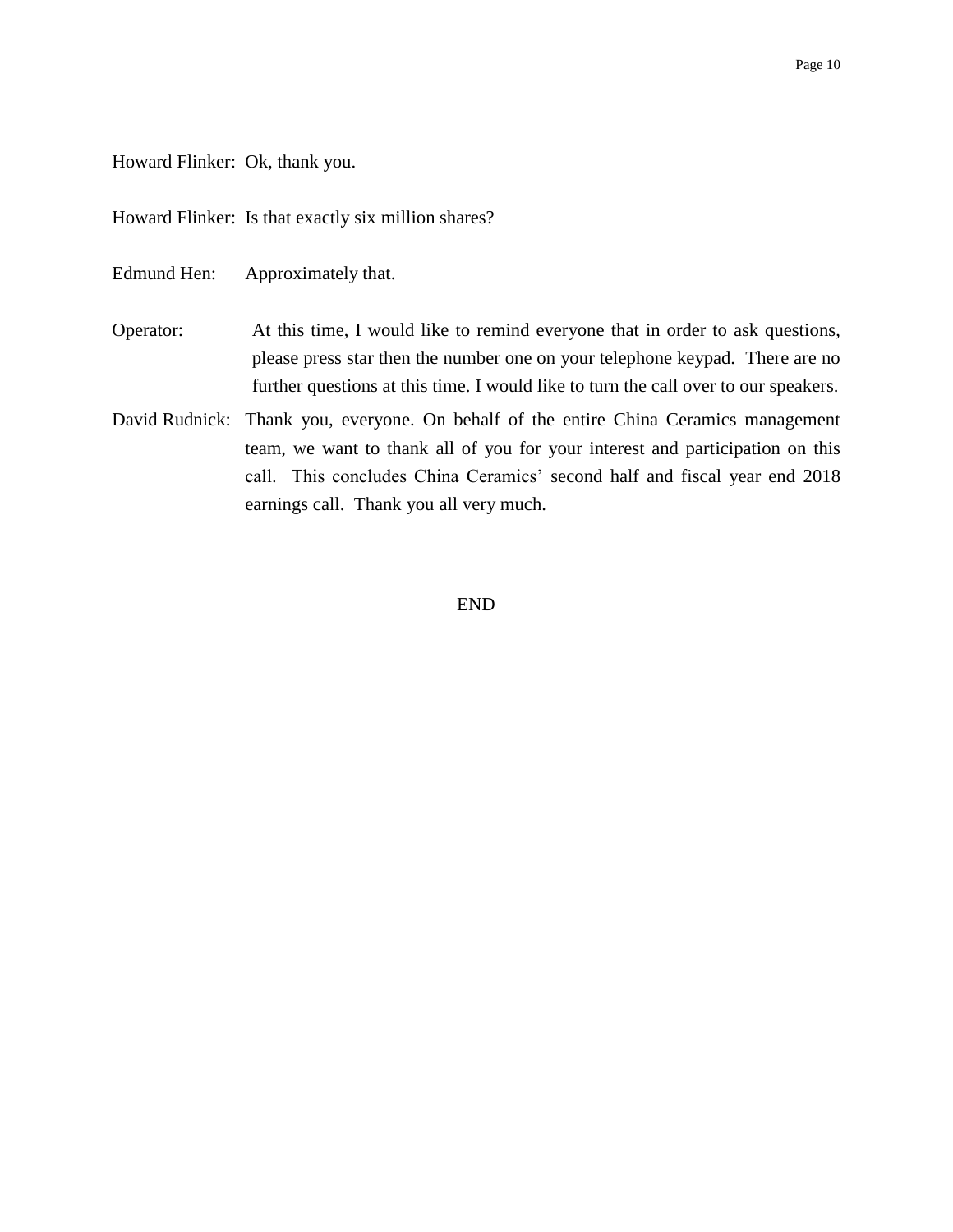Howard Flinker: Ok, thank you.

Howard Flinker: Is that exactly six million shares?

Edmund Hen: Approximately that.

Operator: At this time, I would like to remind everyone that in order to ask questions, please press star then the number one on your telephone keypad. There are no further questions at this time. I would like to turn the call over to our speakers.

David Rudnick: Thank you, everyone. On behalf of the entire China Ceramics management team, we want to thank all of you for your interest and participation on this call. This concludes China Ceramics' second half and fiscal year end 2018 earnings call. Thank you all very much.

END